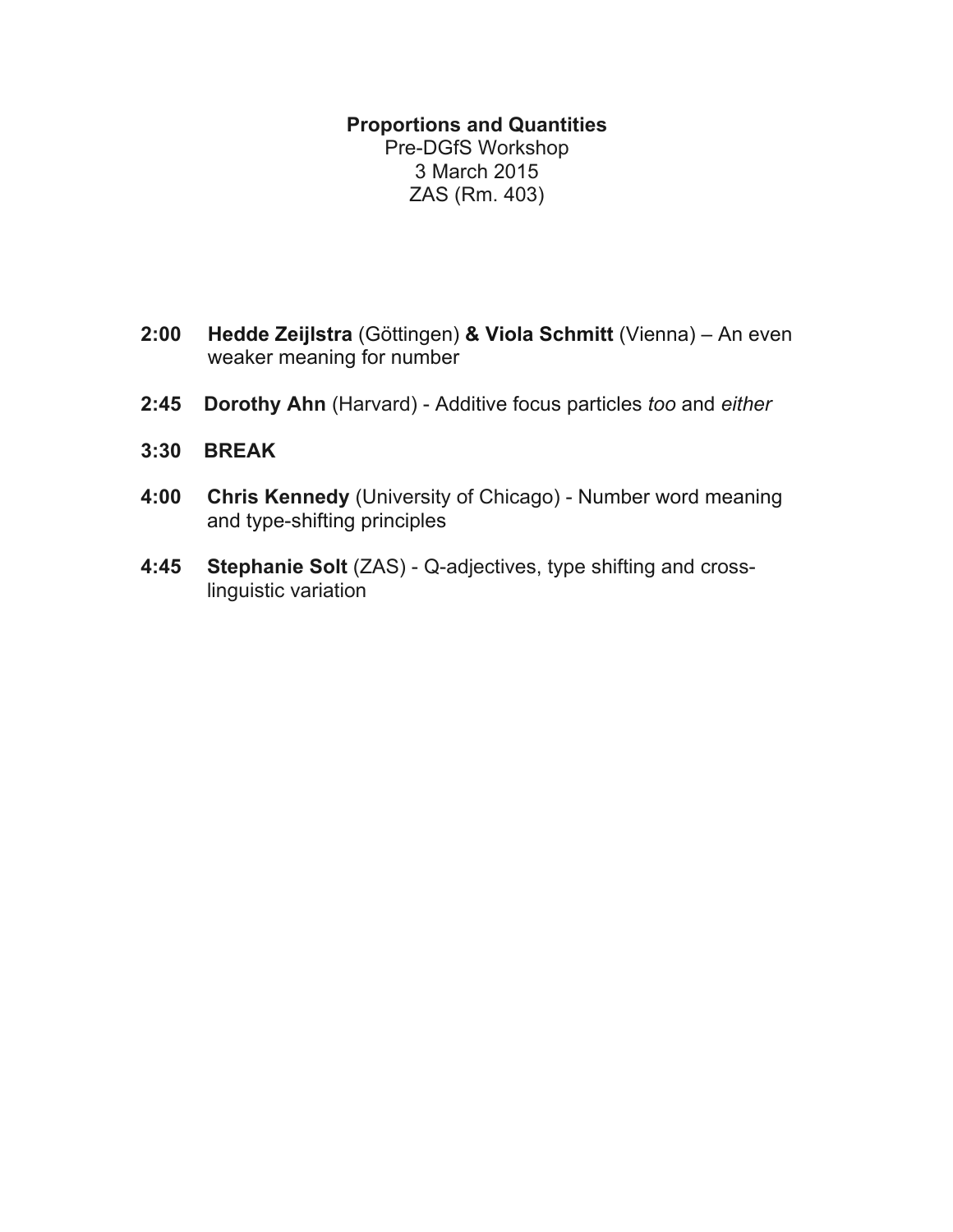**Proportions and Quantities**
Pre-DGfS Workshop
3 March 2015
ZAS (Rm. 403)

**2:00** **Hedde Zeijlstra** (Göttingen) **& Viola Schmitt** (Vienna) – An even weaker meaning for number

**2:45** **Dorothy Ahn** (Harvard) - Additive focus particles *too* and *either*

**3:30** **BREAK**

**4:00** **Chris Kennedy** (University of Chicago) - Number word meaning and type-shifting principles

**4:45** **Stephanie Solt** (ZAS) - Q-adjectives, type shifting and cross-linguistic variation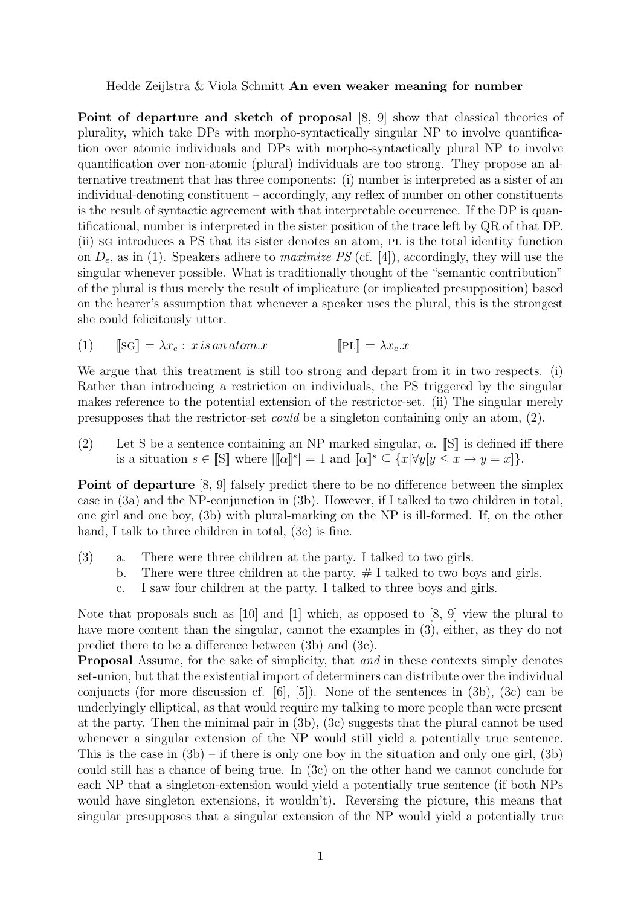Hedde Zeijlstra & Viola Schmitt **An even weaker meaning for number**

**Point of departure and sketch of proposal** [8, 9] show that classical theories of plurality, which take DPs with morpho-syntactically singular NP to involve quantification over atomic individuals and DPs with morpho-syntactically plural NP to involve quantification over non-atomic (plural) individuals are too strong. They propose an alternative treatment that has three components: (i) number is interpreted as a sister of an individual-denoting constituent – accordingly, any reflex of number on other constituents is the result of syntactic agreement with that interpretable occurrence. If the DP is quantificational, number is interpreted in the sister position of the trace left by QR of that DP. (ii) SG introduces a PS that its sister denotes an atom, PL is the total identity function on $D_e$, as in (1). Speakers adhere to *maximize PS* (cf. [4]), accordingly, they will use the singular whenever possible. What is traditionally thought of the "semantic contribution" of the plural is thus merely the result of implicature (or implicated presupposition) based on the hearer's assumption that whenever a speaker uses the plural, this is the strongest she could felicitously utter.

(1) $[\![\text{SG}]\!] = \lambda x_e : x\, is\, an\, atom.x$ $\quad\quad\quad$ $[\![\text{PL}]\!] = \lambda x_e.x$

We argue that this treatment is still too strong and depart from it in two respects. (i) Rather than introducing a restriction on individuals, the PS triggered by the singular makes reference to the potential extension of the restrictor-set. (ii) The singular merely presupposes that the restrictor-set *could* be a singleton containing only an atom, (2).

(2) Let S be a sentence containing an NP marked singular, $\alpha$. $[\![\text{S}]\!]$ is defined iff there is a situation $s \in [\![\text{S}]\!]$ where $|[\![\alpha]\!]^s| = 1$ and $[\![\alpha]\!]^s \subseteq \{x|\forall y[y \leq x \rightarrow y = x]\}$.

**Point of departure** [8, 9] falsely predict there to be no difference between the simplex case in (3a) and the NP-conjunction in (3b). However, if I talked to two children in total, one girl and one boy, (3b) with plural-marking on the NP is ill-formed. If, on the other hand, I talk to three children in total, (3c) is fine.

(3) a. There were three children at the party. I talked to two girls.
b. There were three children at the party. # I talked to two boys and girls.
c. I saw four children at the party. I talked to three boys and girls.

Note that proposals such as [10] and [1] which, as opposed to [8, 9] view the plural to have more content than the singular, cannot the examples in (3), either, as they do not predict there to be a difference between (3b) and (3c).

**Proposal** Assume, for the sake of simplicity, that *and* in these contexts simply denotes set-union, but that the existential import of determiners can distribute over the individual conjuncts (for more discussion cf. [6], [5]). None of the sentences in (3b), (3c) can be underlyingly elliptical, as that would require my talking to more people than were present at the party. Then the minimal pair in (3b), (3c) suggests that the plural cannot be used whenever a singular extension of the NP would still yield a potentially true sentence. This is the case in (3b) – if there is only one boy in the situation and only one girl, (3b) could still has a chance of being true. In (3c) on the other hand we cannot conclude for each NP that a singleton-extension would yield a potentially true sentence (if both NPs would have singleton extensions, it wouldn't). Reversing the picture, this means that singular presupposes that a singular extension of the NP would yield a potentially true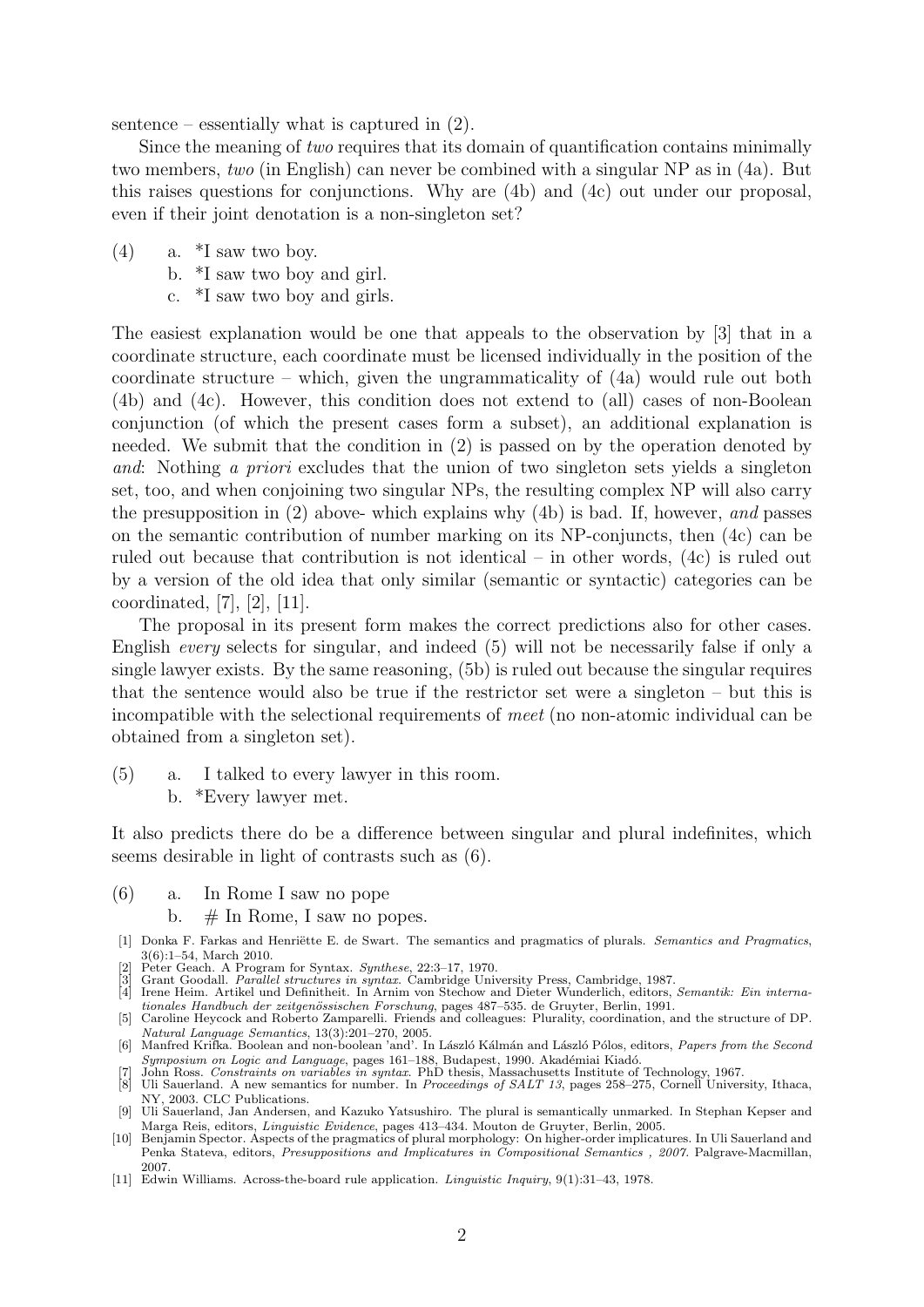sentence – essentially what is captured in (2).

Since the meaning of *two* requires that its domain of quantification contains minimally two members, *two* (in English) can never be combined with a singular NP as in (4a). But this raises questions for conjunctions. Why are (4b) and (4c) out under our proposal, even if their joint denotation is a non-singleton set?

(4) a. *I saw two boy.
    b. *I saw two boy and girl.
    c. *I saw two boy and girls.

The easiest explanation would be one that appeals to the observation by [3] that in a coordinate structure, each coordinate must be licensed individually in the position of the coordinate structure – which, given the ungrammaticality of (4a) would rule out both (4b) and (4c). However, this condition does not extend to (all) cases of non-Boolean conjunction (of which the present cases form a subset), an additional explanation is needed. We submit that the condition in (2) is passed on by the operation denoted by *and*: Nothing *a priori* excludes that the union of two singleton sets yields a singleton set, too, and when conjoining two singular NPs, the resulting complex NP will also carry the presupposition in (2) above- which explains why (4b) is bad. If, however, *and* passes on the semantic contribution of number marking on its NP-conjuncts, then (4c) can be ruled out because that contribution is not identical – in other words, (4c) is ruled out by a version of the old idea that only similar (semantic or syntactic) categories can be coordinated, [7], [2], [11].

The proposal in its present form makes the correct predictions also for other cases. English *every* selects for singular, and indeed (5) will not be necessarily false if only a single lawyer exists. By the same reasoning, (5b) is ruled out because the singular requires that the sentence would also be true if the restrictor set were a singleton – but this is incompatible with the selectional requirements of *meet* (no non-atomic individual can be obtained from a singleton set).

(5) a. I talked to every lawyer in this room.
    b. *Every lawyer met.

It also predicts there do be a difference between singular and plural indefinites, which seems desirable in light of contrasts such as (6).

(6) a. In Rome I saw no pope
    b. # In Rome, I saw no popes.

[1] Donka F. Farkas and Henriëtte E. de Swart. The semantics and pragmatics of plurals. *Semantics and Pragmatics*, 3(6):1–54, March 2010.
[2] Peter Geach. A Program for Syntax. *Synthese*, 22:3–17, 1970.
[3] Grant Goodall. *Parallel structures in syntax*. Cambridge University Press, Cambridge, 1987.
[4] Irene Heim. Artikel und Definitheit. In Arnim von Stechow and Dieter Wunderlich, editors, *Semantik: Ein internationales Handbuch der zeitgenössischen Forschung*, pages 487–535. de Gruyter, Berlin, 1991.
[5] Caroline Heycock and Roberto Zamparelli. Friends and colleagues: Plurality, coordination, and the structure of DP. *Natural Language Semantics*, 13(3):201–270, 2005.
[6] Manfred Krifka. Boolean and non-boolean 'and'. In László Kálmán and László Pólos, editors, *Papers from the Second Symposium on Logic and Language*, pages 161–188, Budapest, 1990. Akadémiai Kiadó.
[7] John Ross. *Constraints on variables in syntax*. PhD thesis, Massachusetts Institute of Technology, 1967.
[8] Uli Sauerland. A new semantics for number. In *Proceedings of SALT 13*, pages 258–275, Cornell University, Ithaca, NY, 2003. CLC Publications.
[9] Uli Sauerland, Jan Andersen, and Kazuko Yatsushiro. The plural is semantically unmarked. In Stephan Kepser and Marga Reis, editors, *Linguistic Evidence*, pages 413–434. Mouton de Gruyter, Berlin, 2005.
[10] Benjamin Spector. Aspects of the pragmatics of plural morphology: On higher-order implicatures. In Uli Sauerland and Penka Stateva, editors, *Presuppositions and Implicatures in Compositional Semantics , 2007*. Palgrave-Macmillan, 2007.
[11] Edwin Williams. Across-the-board rule application. *Linguistic Inquiry*, 9(1):31–43, 1978.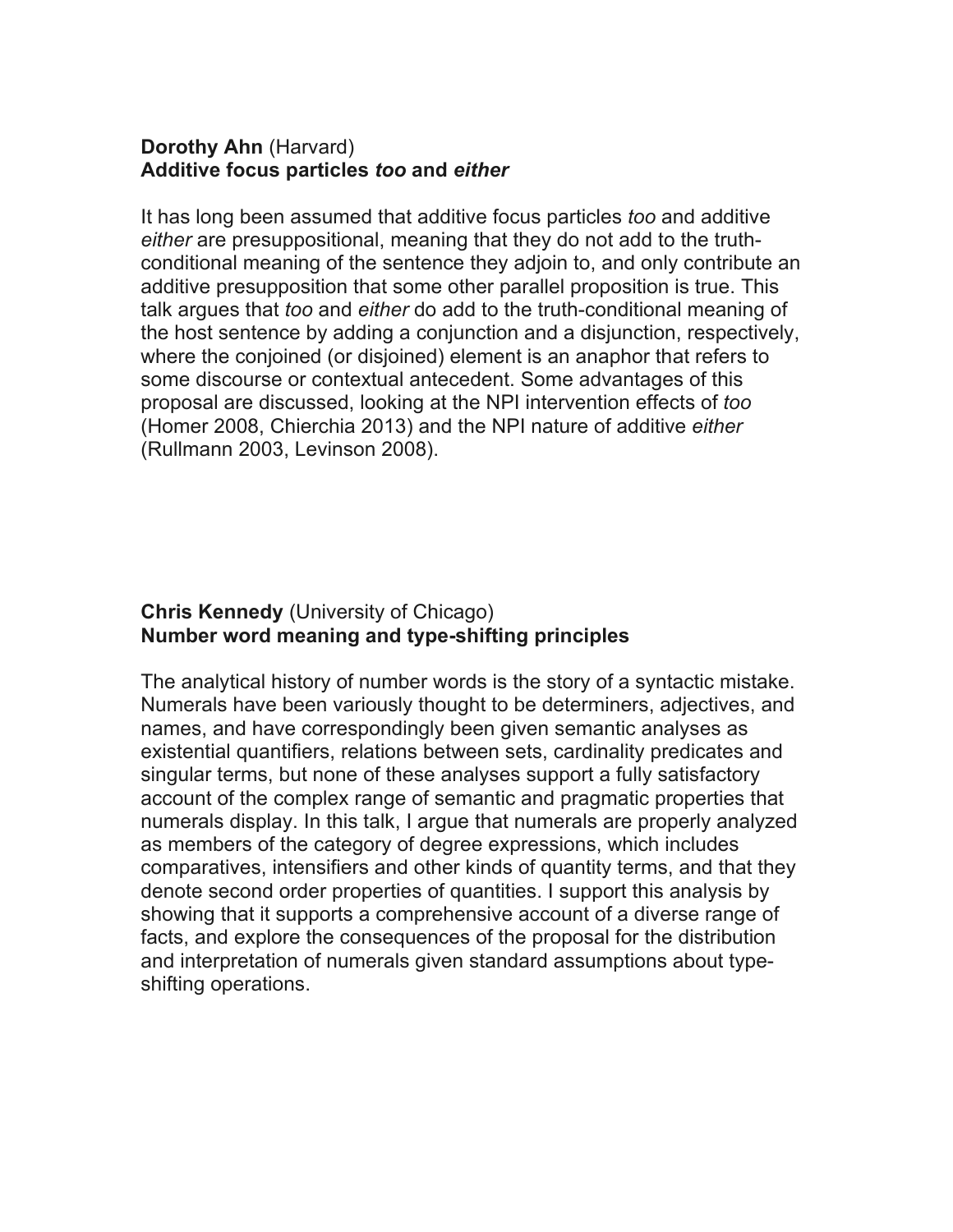**Dorothy Ahn** (Harvard)
**Additive focus particles *too* and *either***

It has long been assumed that additive focus particles *too* and additive *either* are presuppositional, meaning that they do not add to the truth-conditional meaning of the sentence they adjoin to, and only contribute an additive presupposition that some other parallel proposition is true. This talk argues that *too* and *either* do add to the truth-conditional meaning of the host sentence by adding a conjunction and a disjunction, respectively, where the conjoined (or disjoined) element is an anaphor that refers to some discourse or contextual antecedent. Some advantages of this proposal are discussed, looking at the NPI intervention effects of *too* (Homer 2008, Chierchia 2013) and the NPI nature of additive *either* (Rullmann 2003, Levinson 2008).

**Chris Kennedy** (University of Chicago)
**Number word meaning and type-shifting principles**

The analytical history of number words is the story of a syntactic mistake. Numerals have been variously thought to be determiners, adjectives, and names, and have correspondingly been given semantic analyses as existential quantifiers, relations between sets, cardinality predicates and singular terms, but none of these analyses support a fully satisfactory account of the complex range of semantic and pragmatic properties that numerals display. In this talk, I argue that numerals are properly analyzed as members of the category of degree expressions, which includes comparatives, intensifiers and other kinds of quantity terms, and that they denote second order properties of quantities. I support this analysis by showing that it supports a comprehensive account of a diverse range of facts, and explore the consequences of the proposal for the distribution and interpretation of numerals given standard assumptions about type-shifting operations.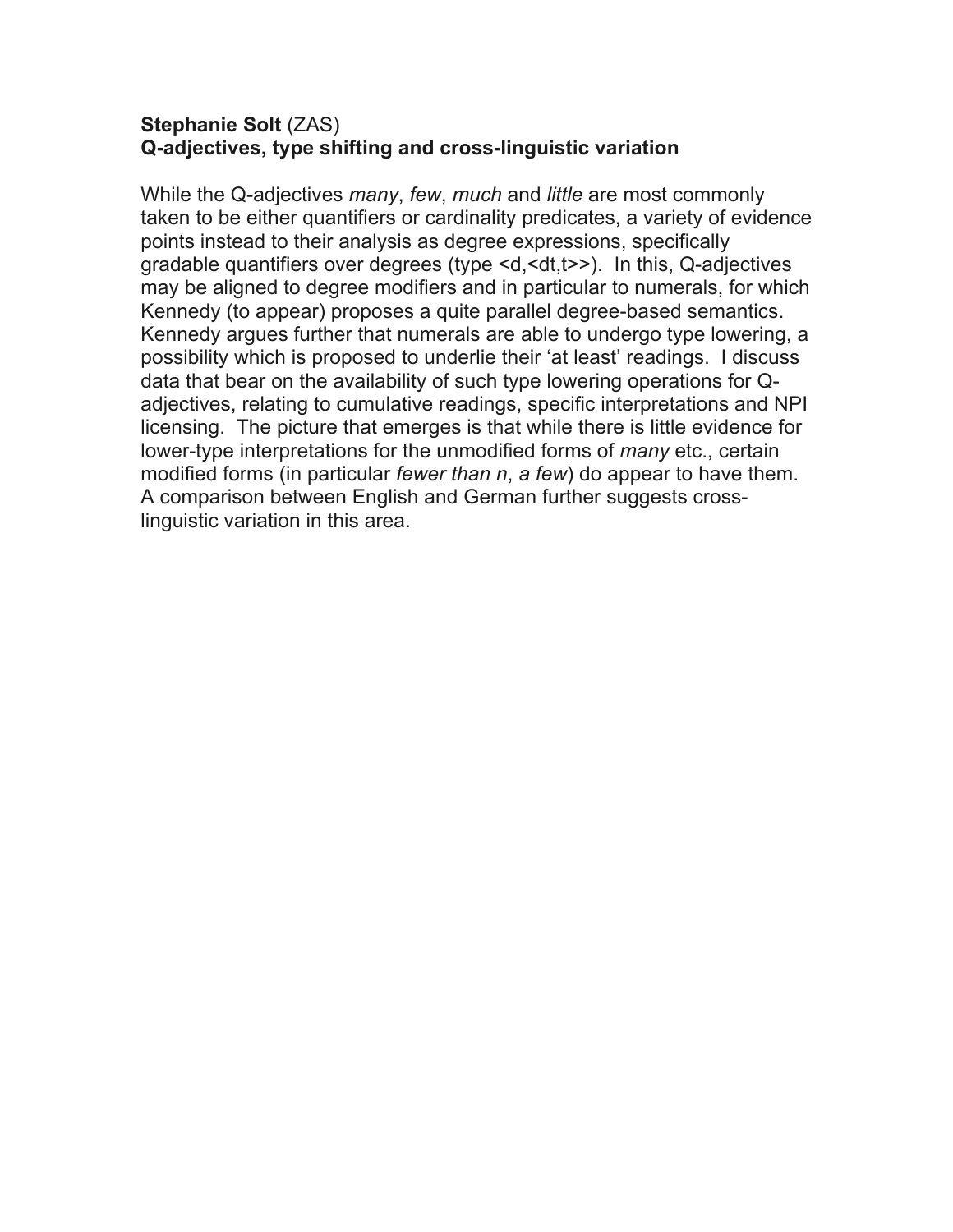**Stephanie Solt** (ZAS)
**Q-adjectives, type shifting and cross-linguistic variation**

While the Q-adjectives *many*, *few*, *much* and *little* are most commonly taken to be either quantifiers or cardinality predicates, a variety of evidence points instead to their analysis as degree expressions, specifically gradable quantifiers over degrees (type <d,<dt,t>>). In this, Q-adjectives may be aligned to degree modifiers and in particular to numerals, for which Kennedy (to appear) proposes a quite parallel degree-based semantics. Kennedy argues further that numerals are able to undergo type lowering, a possibility which is proposed to underlie their 'at least' readings. I discuss data that bear on the availability of such type lowering operations for Q-adjectives, relating to cumulative readings, specific interpretations and NPI licensing. The picture that emerges is that while there is little evidence for lower-type interpretations for the unmodified forms of *many* etc., certain modified forms (in particular *fewer than n*, *a few*) do appear to have them. A comparison between English and German further suggests cross-linguistic variation in this area.